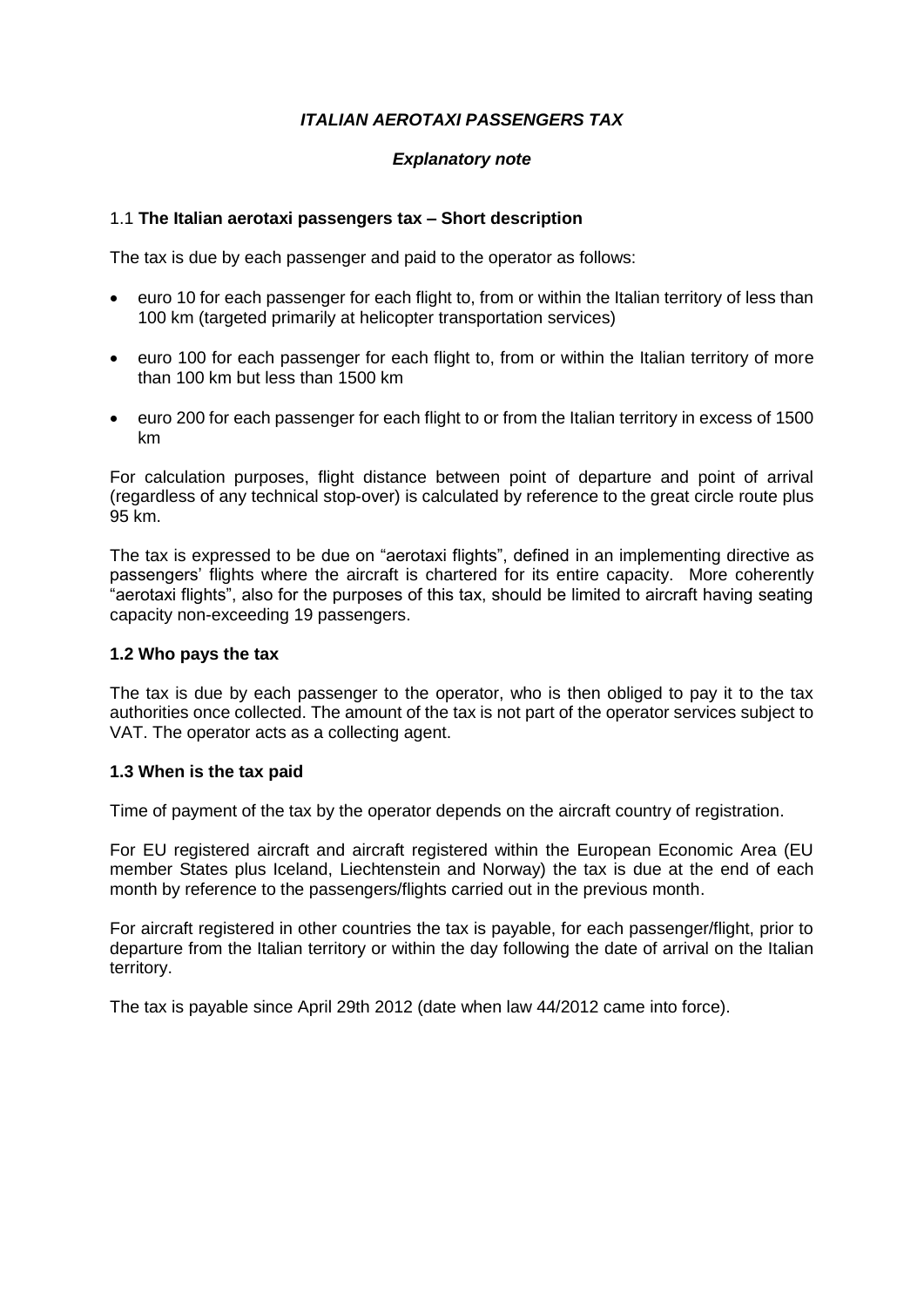# *ITALIAN AEROTAXI PASSENGERS TAX*

## *Explanatory note*

### 1.1 **The Italian aerotaxi passengers tax – Short description**

The tax is due by each passenger and paid to the operator as follows:

- euro 10 for each passenger for each flight to, from or within the Italian territory of less than 100 km (targeted primarily at helicopter transportation services)
- euro 100 for each passenger for each flight to, from or within the Italian territory of more than 100 km but less than 1500 km
- euro 200 for each passenger for each flight to or from the Italian territory in excess of 1500 km

For calculation purposes, flight distance between point of departure and point of arrival (regardless of any technical stop-over) is calculated by reference to the great circle route plus 95 km.

The tax is expressed to be due on "aerotaxi flights", defined in an implementing directive as passengers' flights where the aircraft is chartered for its entire capacity. More coherently "aerotaxi flights", also for the purposes of this tax, should be limited to aircraft having seating capacity non-exceeding 19 passengers.

### **1.2 Who pays the tax**

The tax is due by each passenger to the operator, who is then obliged to pay it to the tax authorities once collected. The amount of the tax is not part of the operator services subject to VAT. The operator acts as a collecting agent.

### **1.3 When is the tax paid**

Time of payment of the tax by the operator depends on the aircraft country of registration.

For EU registered aircraft and aircraft registered within the European Economic Area (EU member States plus Iceland, Liechtenstein and Norway) the tax is due at the end of each month by reference to the passengers/flights carried out in the previous month.

For aircraft registered in other countries the tax is payable, for each passenger/flight, prior to departure from the Italian territory or within the day following the date of arrival on the Italian territory.

The tax is payable since April 29th 2012 (date when law 44/2012 came into force).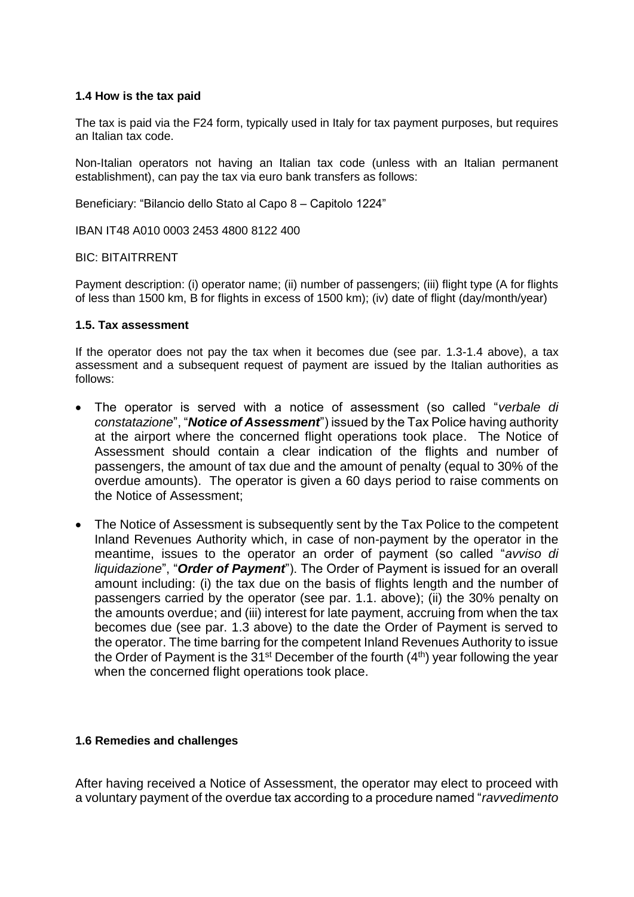#### 1.4 How is the tax paid

The tax is paid via the F24 form, typically used in Italy for tax payment purposes, but requires an Italian tax code.

Non-Italian operators not having an Italian tax code (unless with an Italian permanent establishment), can pay the tax via euro bank transfers as follows:

Beneficiary: "Bilancio dello Stato al Capo 8 – Capitolo 1224"

IBAN IT48 A010 0003 2453 4800 8122 400

BIC: BITAITRRENT

Payment description: (i) operator name; (ii) number of passengers; (iii) flight type (A for flights of less than 1500 km, B for flights in excess of 1500 km); (iv) date of flight (day/month/year)

#### 1.5. Tax assessment

If the operator does not pay the tax when it becomes due (see par. 1.3-1.4 above), a tax assessment and a subsequent request of payment are issued by the Italian authorities as follows:

- The operator is served with a notice of assessment (so called "*verbale di constatazione*", "***Notice of Assessment***") issued by the Tax Police having authority at the airport where the concerned flight operations took place. The Notice of Assessment should contain a clear indication of the flights and number of passengers, the amount of tax due and the amount of penalty (equal to 30% of the overdue amounts). The operator is given a 60 days period to raise comments on the Notice of Assessment;
- The Notice of Assessment is subsequently sent by the Tax Police to the competent Inland Revenues Authority which, in case of non-payment by the operator in the meantime, issues to the operator an order of payment (so called "*avviso di liquidazione*", "***Order of Payment***"). The Order of Payment is issued for an overall amount including: (i) the tax due on the basis of flights length and the number of passengers carried by the operator (see par. 1.1. above); (ii) the 30% penalty on the amounts overdue; and (iii) interest for late payment, accruing from when the tax becomes due (see par. 1.3 above) to the date the Order of Payment is served to the operator. The time barring for the competent Inland Revenues Authority to issue the Order of Payment is the 31st December of the fourth (4th) year following the year when the concerned flight operations took place.

#### 1.6 Remedies and challenges

After having received a Notice of Assessment, the operator may elect to proceed with a voluntary payment of the overdue tax according to a procedure named "*ravvedimento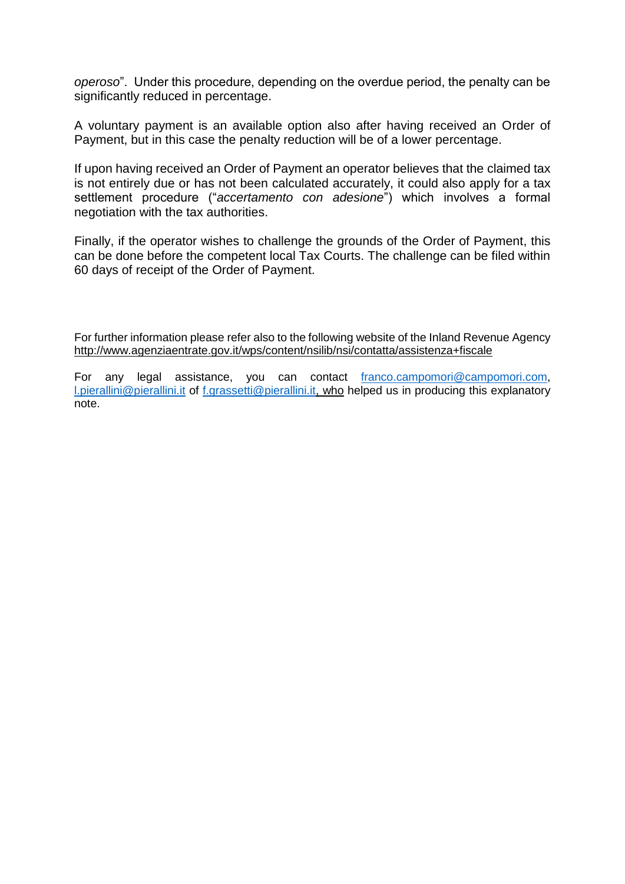*operoso*". Under this procedure, depending on the overdue period, the penalty can be significantly reduced in percentage.

A voluntary payment is an available option also after having received an Order of Payment, but in this case the penalty reduction will be of a lower percentage.

If upon having received an Order of Payment an operator believes that the claimed tax is not entirely due or has not been calculated accurately, it could also apply for a tax settlement procedure ("*accertamento con adesione*") which involves a formal negotiation with the tax authorities.

Finally, if the operator wishes to challenge the grounds of the Order of Payment, this can be done before the competent local Tax Courts. The challenge can be filed within 60 days of receipt of the Order of Payment.

For further information please refer also to the following website of the Inland Revenue Agency http://www.agenziaentrate.gov.it/wps/content/nsilib/nsi/contatta/assistenza+fiscale

For any legal assistance, you can contact franco.campomori@campomori.com, l.pierallini@pierallini.it of f.grassetti@pierallini.it, who helped us in producing this explanatory note.